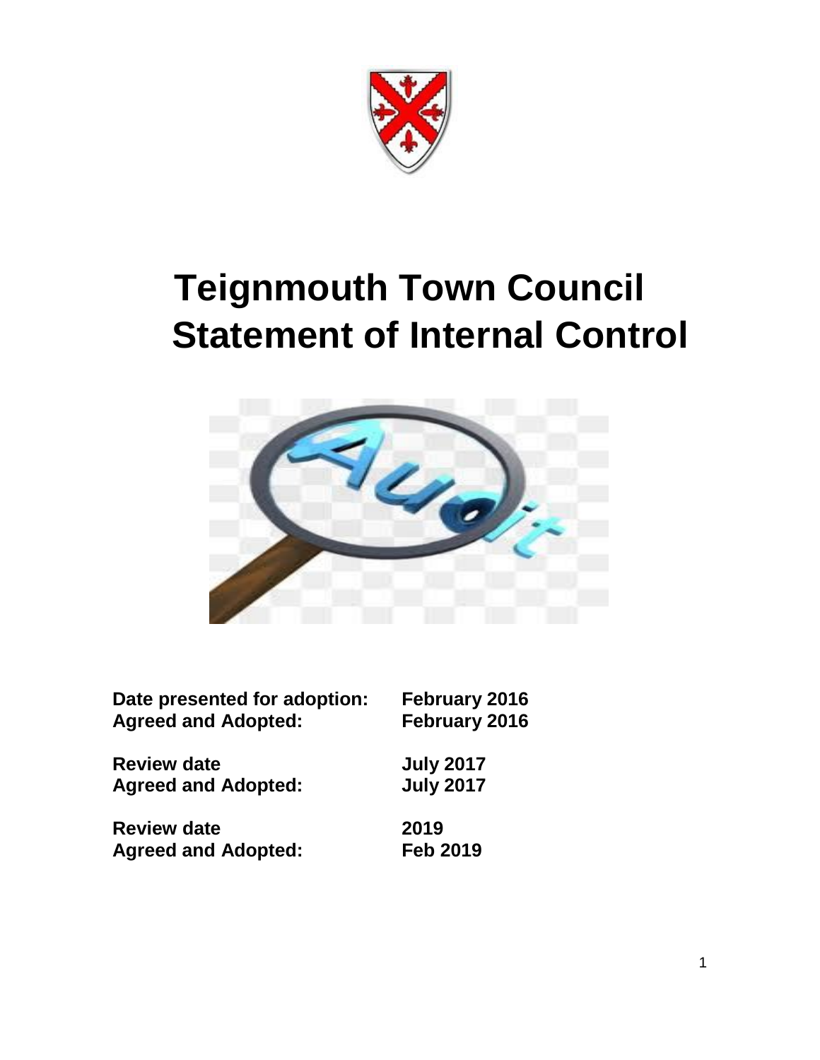# Teignmouth Town Council Statement of Internal Control

| | |
|---|---|
| **Date presented for adoption:** | **February 2016** |
| **Agreed and Adopted:** | **February 2016** |
| **Review date** | **July 2017** |
| **Agreed and Adopted:** | **July 2017** |
| **Review date** | **2019** |
| **Agreed and Adopted:** | **Feb 2019** |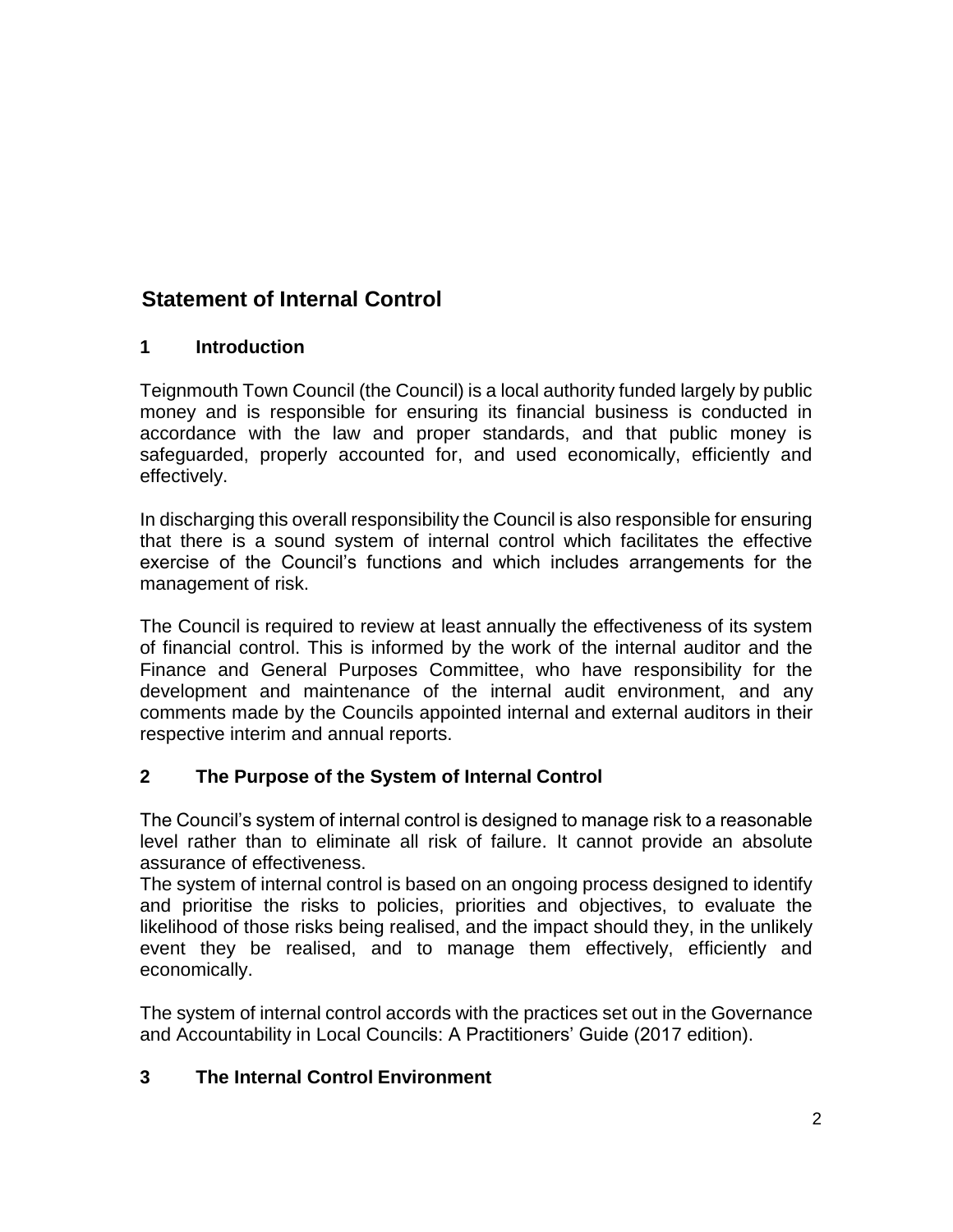## Statement of Internal Control

### 1 Introduction

Teignmouth Town Council (the Council) is a local authority funded largely by public money and is responsible for ensuring its financial business is conducted in accordance with the law and proper standards, and that public money is safeguarded, properly accounted for, and used economically, efficiently and effectively.

In discharging this overall responsibility the Council is also responsible for ensuring that there is a sound system of internal control which facilitates the effective exercise of the Council's functions and which includes arrangements for the management of risk.

The Council is required to review at least annually the effectiveness of its system of financial control. This is informed by the work of the internal auditor and the Finance and General Purposes Committee, who have responsibility for the development and maintenance of the internal audit environment, and any comments made by the Councils appointed internal and external auditors in their respective interim and annual reports.

### 2 The Purpose of the System of Internal Control

The Council's system of internal control is designed to manage risk to a reasonable level rather than to eliminate all risk of failure. It cannot provide an absolute assurance of effectiveness.

The system of internal control is based on an ongoing process designed to identify and prioritise the risks to policies, priorities and objectives, to evaluate the likelihood of those risks being realised, and the impact should they, in the unlikely event they be realised, and to manage them effectively, efficiently and economically.

The system of internal control accords with the practices set out in the Governance and Accountability in Local Councils: A Practitioners' Guide (2017 edition).

### 3 The Internal Control Environment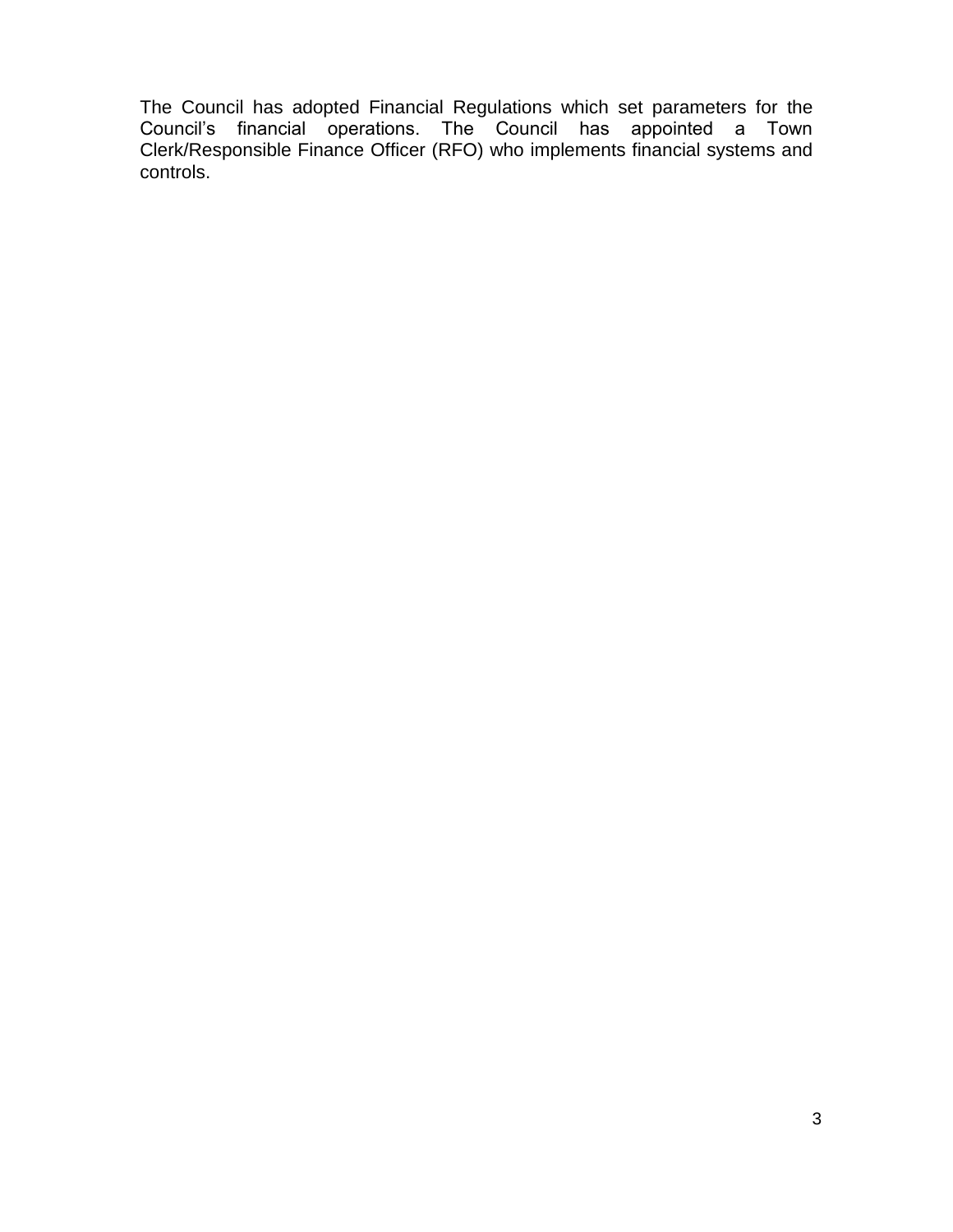The Council has adopted Financial Regulations which set parameters for the Council's financial operations. The Council has appointed a Town Clerk/Responsible Finance Officer (RFO) who implements financial systems and controls.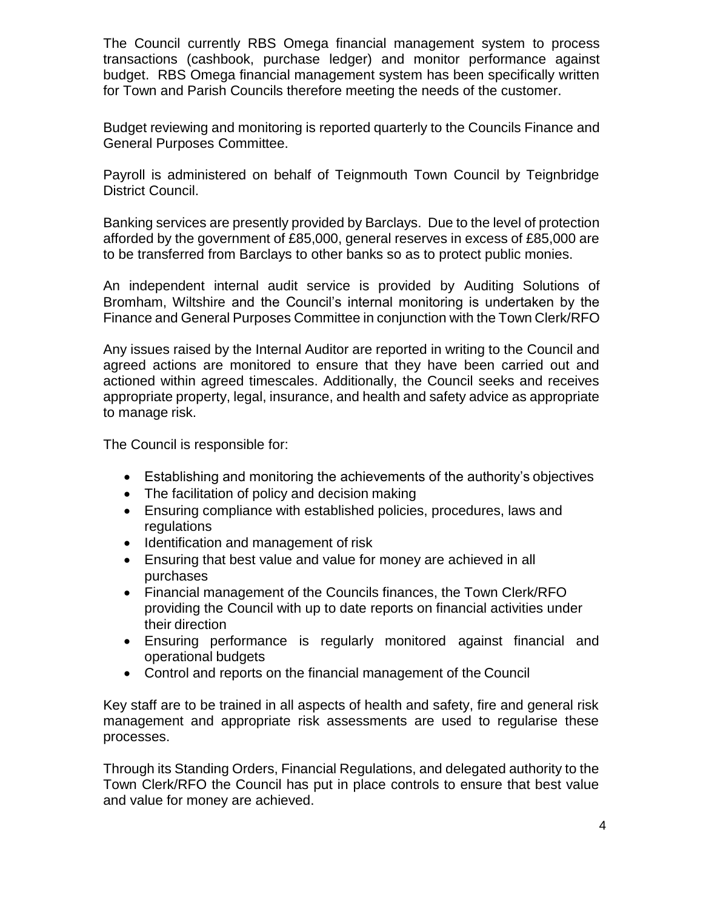The Council currently RBS Omega financial management system to process transactions (cashbook, purchase ledger) and monitor performance against budget. RBS Omega financial management system has been specifically written for Town and Parish Councils therefore meeting the needs of the customer.

Budget reviewing and monitoring is reported quarterly to the Councils Finance and General Purposes Committee.

Payroll is administered on behalf of Teignmouth Town Council by Teignbridge District Council.

Banking services are presently provided by Barclays. Due to the level of protection afforded by the government of £85,000, general reserves in excess of £85,000 are to be transferred from Barclays to other banks so as to protect public monies.

An independent internal audit service is provided by Auditing Solutions of Bromham, Wiltshire and the Council's internal monitoring is undertaken by the Finance and General Purposes Committee in conjunction with the Town Clerk/RFO

Any issues raised by the Internal Auditor are reported in writing to the Council and agreed actions are monitored to ensure that they have been carried out and actioned within agreed timescales. Additionally, the Council seeks and receives appropriate property, legal, insurance, and health and safety advice as appropriate to manage risk.

The Council is responsible for:

- Establishing and monitoring the achievements of the authority's objectives
- The facilitation of policy and decision making
- Ensuring compliance with established policies, procedures, laws and regulations
- Identification and management of risk
- Ensuring that best value and value for money are achieved in all purchases
- Financial management of the Councils finances, the Town Clerk/RFO providing the Council with up to date reports on financial activities under their direction
- Ensuring performance is regularly monitored against financial and operational budgets
- Control and reports on the financial management of the Council

Key staff are to be trained in all aspects of health and safety, fire and general risk management and appropriate risk assessments are used to regularise these processes.

Through its Standing Orders, Financial Regulations, and delegated authority to the Town Clerk/RFO the Council has put in place controls to ensure that best value and value for money are achieved.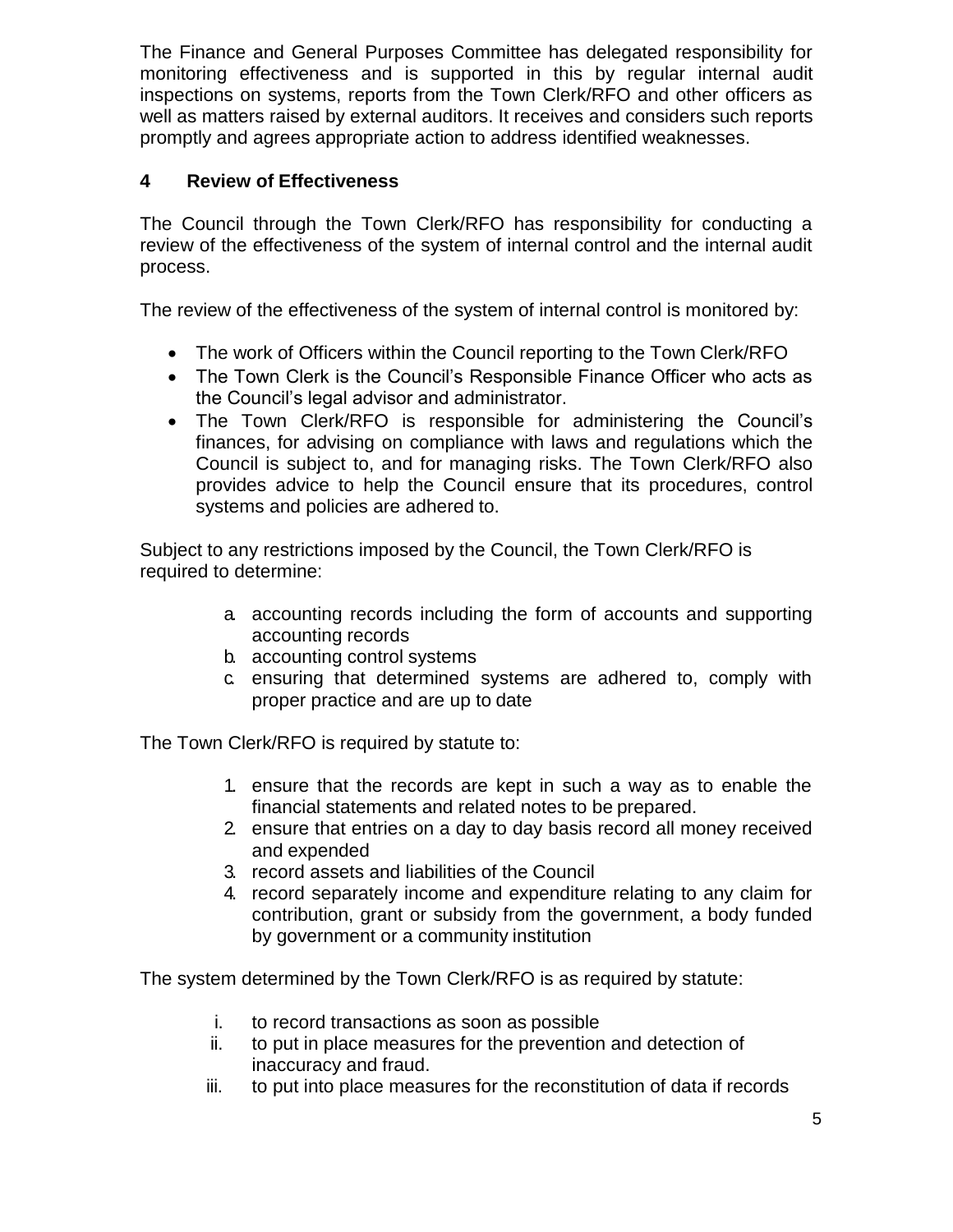The Finance and General Purposes Committee has delegated responsibility for monitoring effectiveness and is supported in this by regular internal audit inspections on systems, reports from the Town Clerk/RFO and other officers as well as matters raised by external auditors. It receives and considers such reports promptly and agrees appropriate action to address identified weaknesses.

## 4 Review of Effectiveness

The Council through the Town Clerk/RFO has responsibility for conducting a review of the effectiveness of the system of internal control and the internal audit process.

The review of the effectiveness of the system of internal control is monitored by:

- The work of Officers within the Council reporting to the Town Clerk/RFO
- The Town Clerk is the Council's Responsible Finance Officer who acts as the Council's legal advisor and administrator.
- The Town Clerk/RFO is responsible for administering the Council's finances, for advising on compliance with laws and regulations which the Council is subject to, and for managing risks. The Town Clerk/RFO also provides advice to help the Council ensure that its procedures, control systems and policies are adhered to.

Subject to any restrictions imposed by the Council, the Town Clerk/RFO is required to determine:

a. accounting records including the form of accounts and supporting accounting records
b. accounting control systems
c. ensuring that determined systems are adhered to, comply with proper practice and are up to date

The Town Clerk/RFO is required by statute to:

1. ensure that the records are kept in such a way as to enable the financial statements and related notes to be prepared.
2. ensure that entries on a day to day basis record all money received and expended
3. record assets and liabilities of the Council
4. record separately income and expenditure relating to any claim for contribution, grant or subsidy from the government, a body funded by government or a community institution

The system determined by the Town Clerk/RFO is as required by statute:

i. to record transactions as soon as possible
ii. to put in place measures for the prevention and detection of inaccuracy and fraud.
iii. to put into place measures for the reconstitution of data if records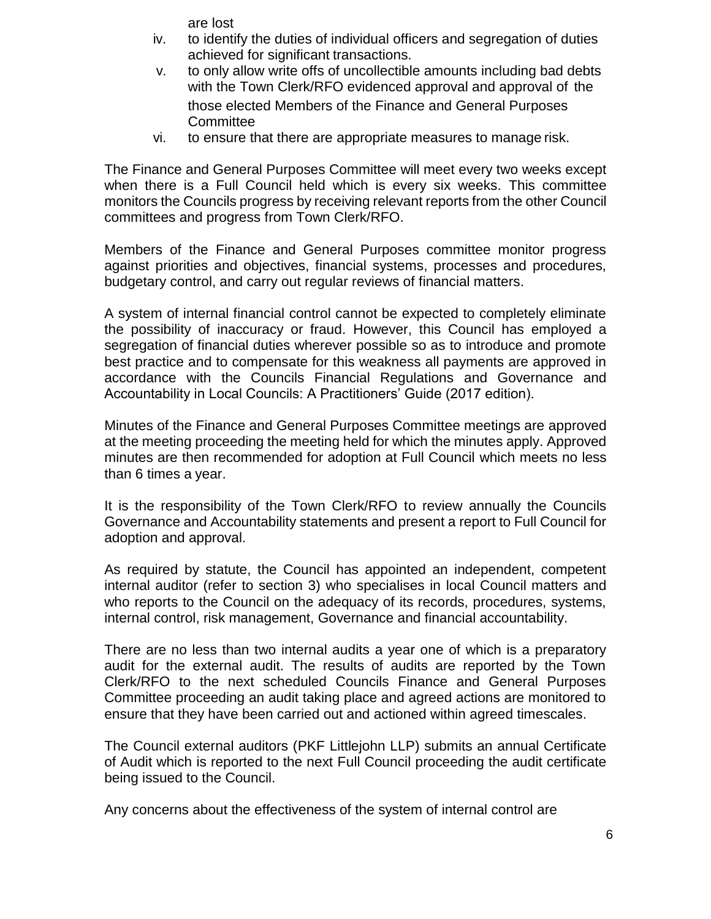are lost

iv. to identify the duties of individual officers and segregation of duties achieved for significant transactions.
v. to only allow write offs of uncollectible amounts including bad debts with the Town Clerk/RFO evidenced approval and approval of the those elected Members of the Finance and General Purposes Committee
vi. to ensure that there are appropriate measures to manage risk.

The Finance and General Purposes Committee will meet every two weeks except when there is a Full Council held which is every six weeks. This committee monitors the Councils progress by receiving relevant reports from the other Council committees and progress from Town Clerk/RFO.

Members of the Finance and General Purposes committee monitor progress against priorities and objectives, financial systems, processes and procedures, budgetary control, and carry out regular reviews of financial matters.

A system of internal financial control cannot be expected to completely eliminate the possibility of inaccuracy or fraud. However, this Council has employed a segregation of financial duties wherever possible so as to introduce and promote best practice and to compensate for this weakness all payments are approved in accordance with the Councils Financial Regulations and Governance and Accountability in Local Councils: A Practitioners' Guide (2017 edition).

Minutes of the Finance and General Purposes Committee meetings are approved at the meeting proceeding the meeting held for which the minutes apply. Approved minutes are then recommended for adoption at Full Council which meets no less than 6 times a year.

It is the responsibility of the Town Clerk/RFO to review annually the Councils Governance and Accountability statements and present a report to Full Council for adoption and approval.

As required by statute, the Council has appointed an independent, competent internal auditor (refer to section 3) who specialises in local Council matters and who reports to the Council on the adequacy of its records, procedures, systems, internal control, risk management, Governance and financial accountability.

There are no less than two internal audits a year one of which is a preparatory audit for the external audit. The results of audits are reported by the Town Clerk/RFO to the next scheduled Councils Finance and General Purposes Committee proceeding an audit taking place and agreed actions are monitored to ensure that they have been carried out and actioned within agreed timescales.

The Council external auditors (PKF Littlejohn LLP) submits an annual Certificate of Audit which is reported to the next Full Council proceeding the audit certificate being issued to the Council.

Any concerns about the effectiveness of the system of internal control are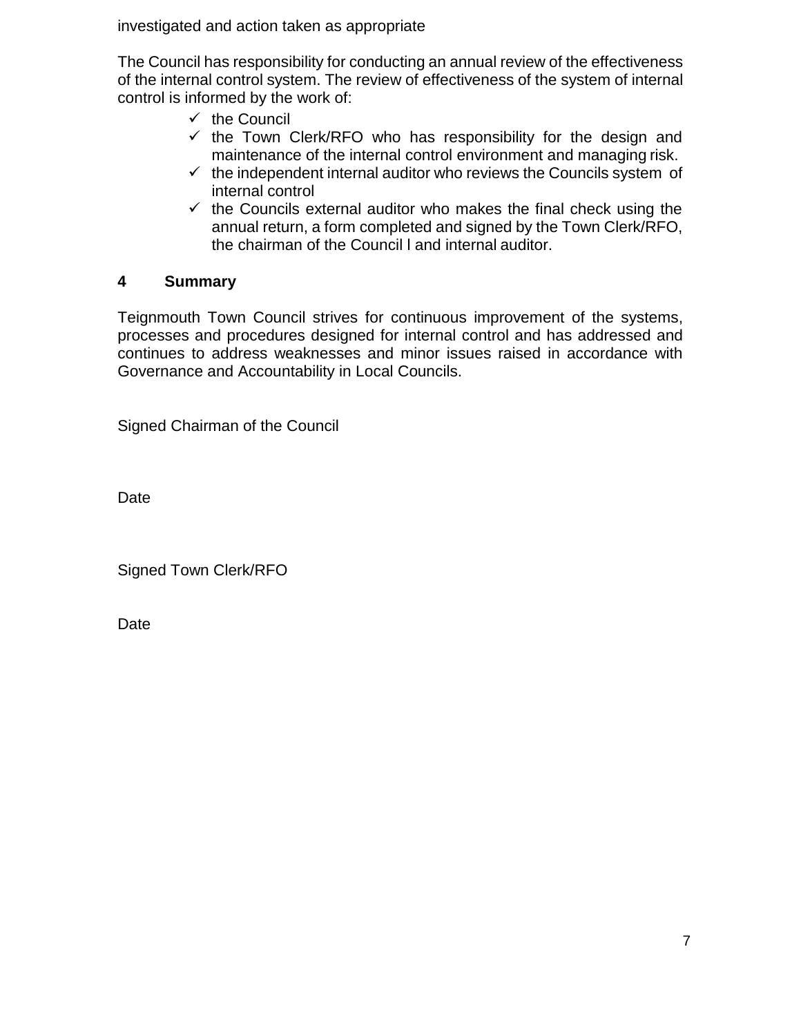investigated and action taken as appropriate

The Council has responsibility for conducting an annual review of the effectiveness of the internal control system. The review of effectiveness of the system of internal control is informed by the work of:

- ✓ the Council
- ✓ the Town Clerk/RFO who has responsibility for the design and maintenance of the internal control environment and managing risk.
- ✓ the independent internal auditor who reviews the Councils system of internal control
- ✓ the Councils external auditor who makes the final check using the annual return, a form completed and signed by the Town Clerk/RFO, the chairman of the Council l and internal auditor.

## 4 Summary

Teignmouth Town Council strives for continuous improvement of the systems, processes and procedures designed for internal control and has addressed and continues to address weaknesses and minor issues raised in accordance with Governance and Accountability in Local Councils.

Signed Chairman of the Council

Date

Signed Town Clerk/RFO

Date